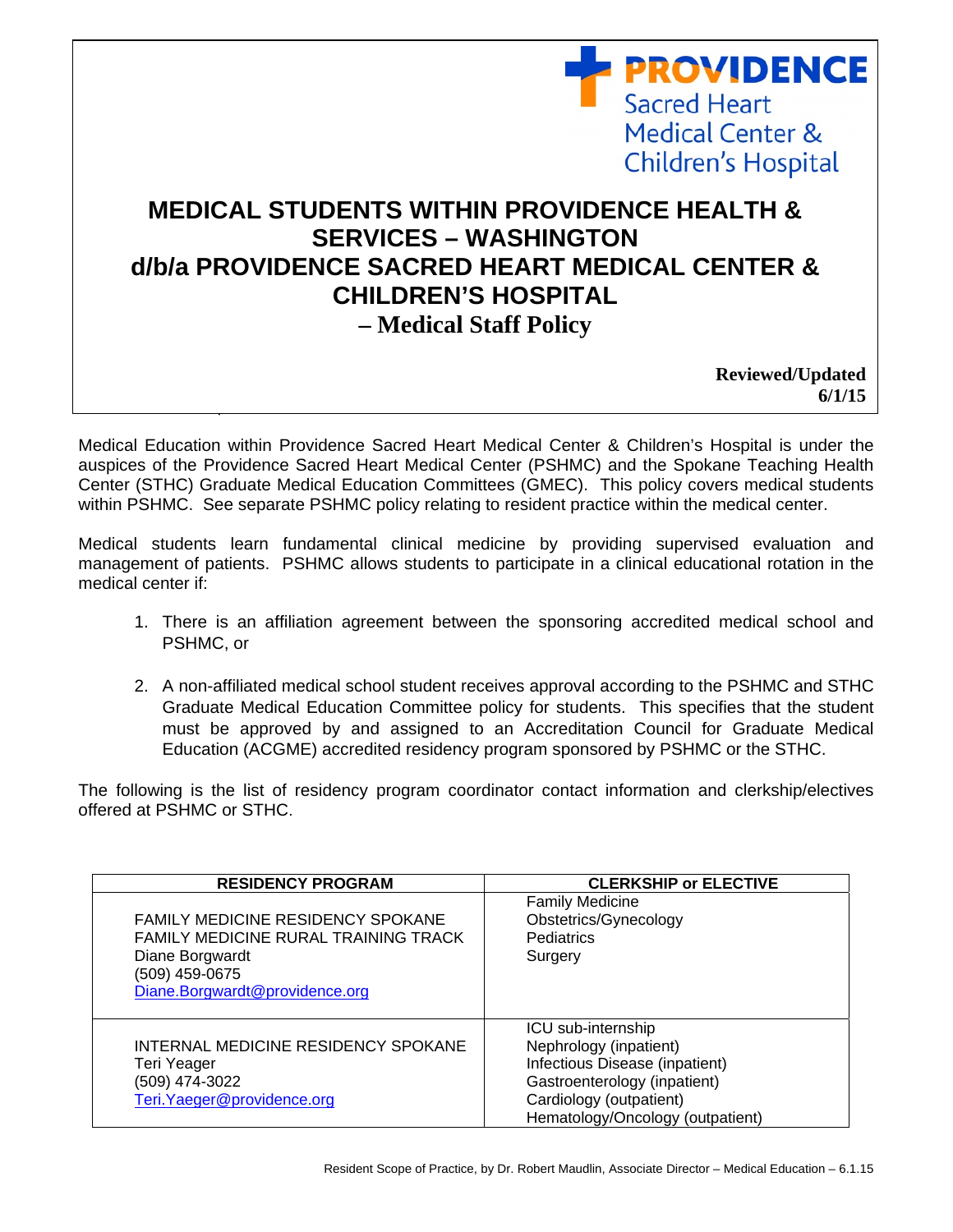PROVIDENCE Sacred Heart Medical Center & Children's Hospital

# MEDICAL STUDENTS WITHIN PROVIDENCE HEALTH & SERVICES – WASHINGTON d/b/a PROVIDENCE SACRED HEART MEDICAL CENTER & CHILDREN'S HOSPITAL – Medical Staff Policy

**Reviewed/Updated 6/1/15**

Medical Education within Providence Sacred Heart Medical Center & Children's Hospital is under the auspices of the Providence Sacred Heart Medical Center (PSHMC) and the Spokane Teaching Health Center (STHC) Graduate Medical Education Committees (GMEC). This policy covers medical students within PSHMC. See separate PSHMC policy relating to resident practice within the medical center.

Medical students learn fundamental clinical medicine by providing supervised evaluation and management of patients. PSHMC allows students to participate in a clinical educational rotation in the medical center if:

1. There is an affiliation agreement between the sponsoring accredited medical school and PSHMC, or
2. A non-affiliated medical school student receives approval according to the PSHMC and STHC Graduate Medical Education Committee policy for students. This specifies that the student must be approved by and assigned to an Accreditation Council for Graduate Medical Education (ACGME) accredited residency program sponsored by PSHMC or the STHC.

The following is the list of residency program coordinator contact information and clerkship/electives offered at PSHMC or STHC.

| RESIDENCY PROGRAM | CLERKSHIP or ELECTIVE |
|---|---|
| FAMILY MEDICINE RESIDENCY SPOKANE<br>FAMILY MEDICINE RURAL TRAINING TRACK<br>Diane Borgwardt<br>(509) 459-0675<br>Diane.Borgwardt@providence.org | Family Medicine<br>Obstetrics/Gynecology<br>Pediatrics<br>Surgery |
| INTERNAL MEDICINE RESIDENCY SPOKANE<br>Teri Yeager<br>(509) 474-3022<br>Teri.Yaeger@providence.org | ICU sub-internship<br>Nephrology (inpatient)<br>Infectious Disease (inpatient)<br>Gastroenterology (inpatient)<br>Cardiology (outpatient)<br>Hematology/Oncology (outpatient) |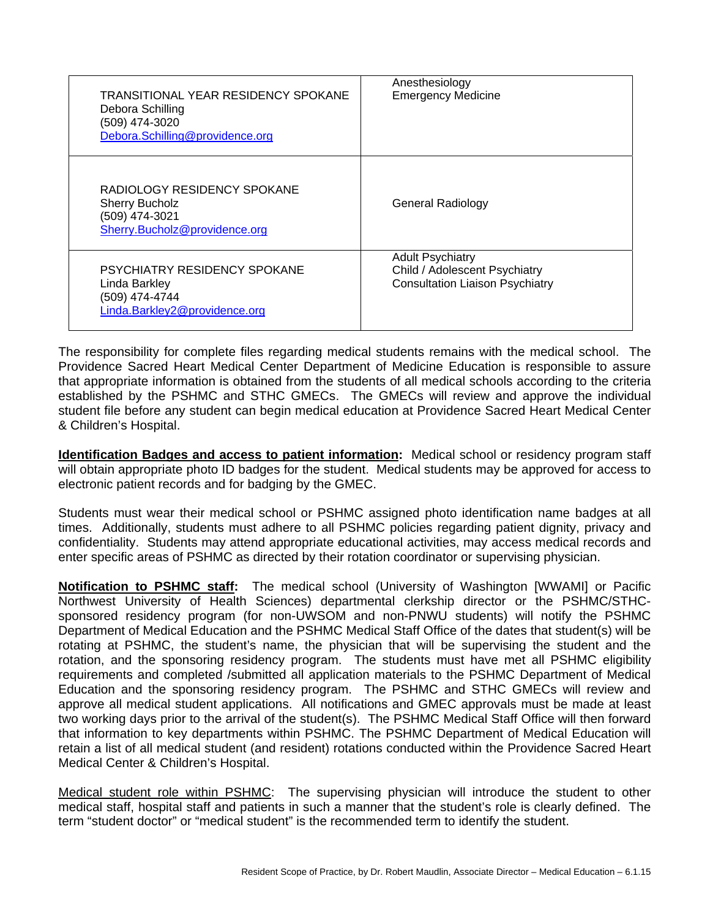| | |
|---|---|
| TRANSITIONAL YEAR RESIDENCY SPOKANE<br>Debora Schilling<br>(509) 474-3020<br>Debora.Schilling@providence.org | Anesthesiology<br>Emergency Medicine |
| RADIOLOGY RESIDENCY SPOKANE<br>Sherry Bucholz<br>(509) 474-3021<br>Sherry.Bucholz@providence.org | General Radiology |
| PSYCHIATRY RESIDENCY SPOKANE<br>Linda Barkley<br>(509) 474-4744<br>Linda.Barkley2@providence.org | Adult Psychiatry<br>Child / Adolescent Psychiatry<br>Consultation Liaison Psychiatry |

The responsibility for complete files regarding medical students remains with the medical school. The Providence Sacred Heart Medical Center Department of Medicine Education is responsible to assure that appropriate information is obtained from the students of all medical schools according to the criteria established by the PSHMC and STHC GMECs. The GMECs will review and approve the individual student file before any student can begin medical education at Providence Sacred Heart Medical Center & Children's Hospital.

**Identification Badges and access to patient information:** Medical school or residency program staff will obtain appropriate photo ID badges for the student. Medical students may be approved for access to electronic patient records and for badging by the GMEC.

Students must wear their medical school or PSHMC assigned photo identification name badges at all times. Additionally, students must adhere to all PSHMC policies regarding patient dignity, privacy and confidentiality. Students may attend appropriate educational activities, may access medical records and enter specific areas of PSHMC as directed by their rotation coordinator or supervising physician.

**Notification to PSHMC staff:** The medical school (University of Washington [WWAMI] or Pacific Northwest University of Health Sciences) departmental clerkship director or the PSHMC/STHC-sponsored residency program (for non-UWSOM and non-PNWU students) will notify the PSHMC Department of Medical Education and the PSHMC Medical Staff Office of the dates that student(s) will be rotating at PSHMC, the student's name, the physician that will be supervising the student and the rotation, and the sponsoring residency program. The students must have met all PSHMC eligibility requirements and completed /submitted all application materials to the PSHMC Department of Medical Education and the sponsoring residency program. The PSHMC and STHC GMECs will review and approve all medical student applications. All notifications and GMEC approvals must be made at least two working days prior to the arrival of the student(s). The PSHMC Medical Staff Office will then forward that information to key departments within PSHMC. The PSHMC Department of Medical Education will retain a list of all medical student (and resident) rotations conducted within the Providence Sacred Heart Medical Center & Children's Hospital.

Medical student role within PSHMC: The supervising physician will introduce the student to other medical staff, hospital staff and patients in such a manner that the student's role is clearly defined. The term "student doctor" or "medical student" is the recommended term to identify the student.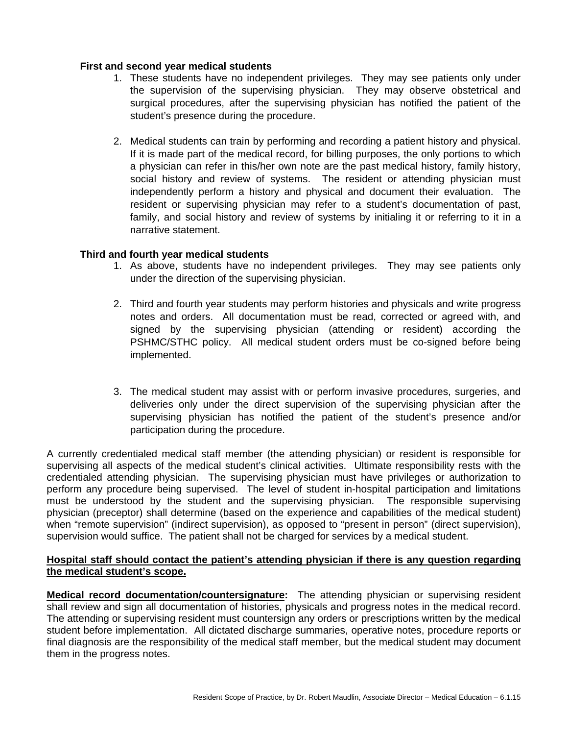**First and second year medical students**

1. These students have no independent privileges. They may see patients only under the supervision of the supervising physician. They may observe obstetrical and surgical procedures, after the supervising physician has notified the patient of the student's presence during the procedure.

2. Medical students can train by performing and recording a patient history and physical. If it is made part of the medical record, for billing purposes, the only portions to which a physician can refer in this/her own note are the past medical history, family history, social history and review of systems. The resident or attending physician must independently perform a history and physical and document their evaluation. The resident or supervising physician may refer to a student's documentation of past, family, and social history and review of systems by initialing it or referring to it in a narrative statement.

**Third and fourth year medical students**

1. As above, students have no independent privileges. They may see patients only under the direction of the supervising physician.

2. Third and fourth year students may perform histories and physicals and write progress notes and orders. All documentation must be read, corrected or agreed with, and signed by the supervising physician (attending or resident) according the PSHMC/STHC policy. All medical student orders must be co-signed before being implemented.

3. The medical student may assist with or perform invasive procedures, surgeries, and deliveries only under the direct supervision of the supervising physician after the supervising physician has notified the patient of the student's presence and/or participation during the procedure.

A currently credentialed medical staff member (the attending physician) or resident is responsible for supervising all aspects of the medical student's clinical activities. Ultimate responsibility rests with the credentialed attending physician. The supervising physician must have privileges or authorization to perform any procedure being supervised. The level of student in-hospital participation and limitations must be understood by the student and the supervising physician. The responsible supervising physician (preceptor) shall determine (based on the experience and capabilities of the medical student) when "remote supervision" (indirect supervision), as opposed to "present in person" (direct supervision), supervision would suffice. The patient shall not be charged for services by a medical student.

**<u>Hospital staff should contact the patient's attending physician if there is any question regarding the medical student's scope.</u>**

**<u>Medical record documentation/countersignature</u>:** The attending physician or supervising resident shall review and sign all documentation of histories, physicals and progress notes in the medical record. The attending or supervising resident must countersign any orders or prescriptions written by the medical student before implementation. All dictated discharge summaries, operative notes, procedure reports or final diagnosis are the responsibility of the medical staff member, but the medical student may document them in the progress notes.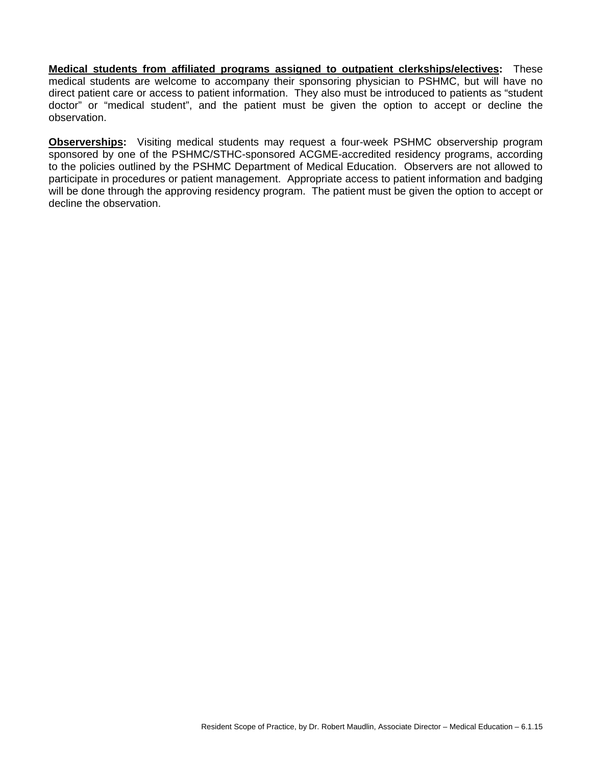**Medical students from affiliated programs assigned to outpatient clerkships/electives:** These medical students are welcome to accompany their sponsoring physician to PSHMC, but will have no direct patient care or access to patient information. They also must be introduced to patients as "student doctor" or "medical student", and the patient must be given the option to accept or decline the observation.

**Observerships:** Visiting medical students may request a four-week PSHMC observership program sponsored by one of the PSHMC/STHC-sponsored ACGME-accredited residency programs, according to the policies outlined by the PSHMC Department of Medical Education. Observers are not allowed to participate in procedures or patient management. Appropriate access to patient information and badging will be done through the approving residency program. The patient must be given the option to accept or decline the observation.